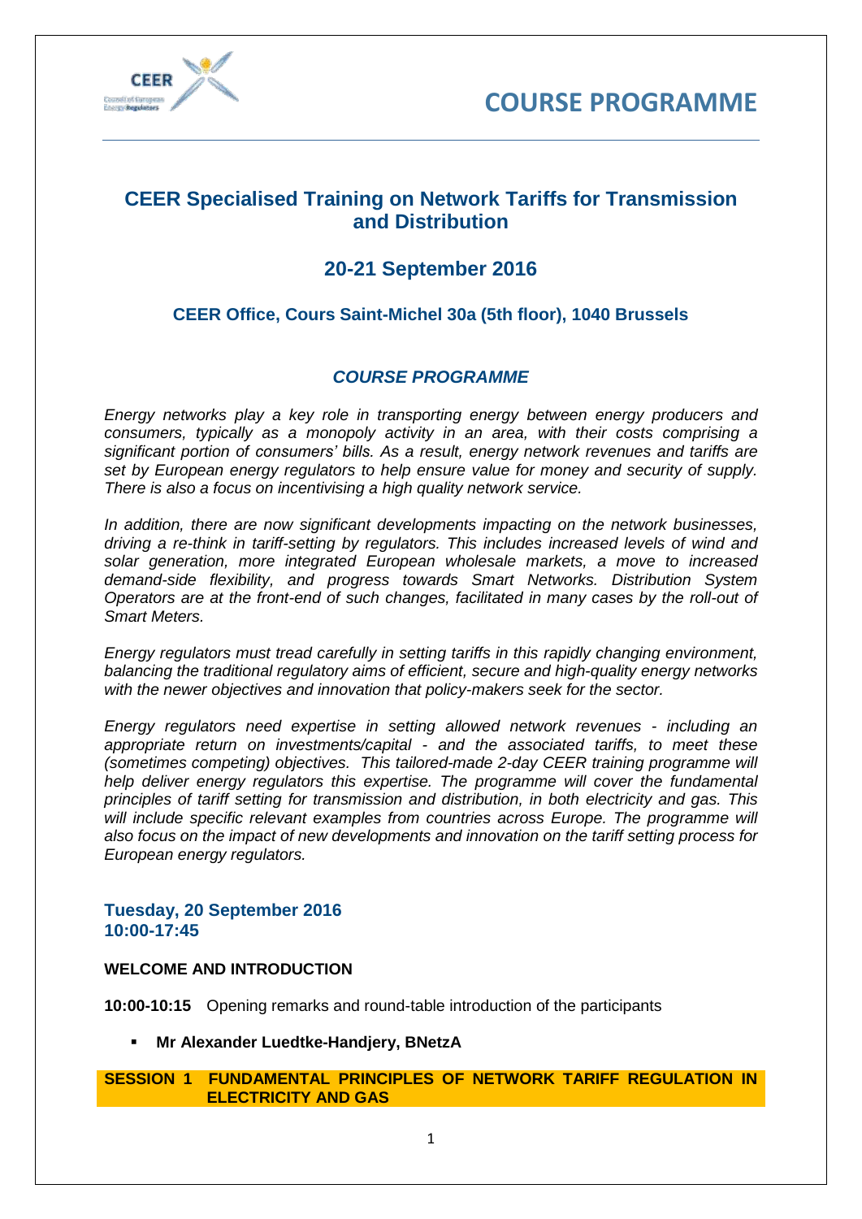# COURSE PROGRAMME

## CEER Specialised Training on Network Tariffs for Transmission and Distribution

## 20-21 September 2016

### CEER Office, Cours Saint-Michel 30a (5th floor), 1040 Brussels

### *COURSE PROGRAMME*

*Energy networks play a key role in transporting energy between energy producers and consumers, typically as a monopoly activity in an area, with their costs comprising a significant portion of consumers' bills. As a result, energy network revenues and tariffs are set by European energy regulators to help ensure value for money and security of supply. There is also a focus on incentivising a high quality network service.*

*In addition, there are now significant developments impacting on the network businesses, driving a re-think in tariff-setting by regulators. This includes increased levels of wind and solar generation, more integrated European wholesale markets, a move to increased demand-side flexibility, and progress towards Smart Networks. Distribution System Operators are at the front-end of such changes, facilitated in many cases by the roll-out of Smart Meters.*

*Energy regulators must tread carefully in setting tariffs in this rapidly changing environment, balancing the traditional regulatory aims of efficient, secure and high-quality energy networks with the newer objectives and innovation that policy-makers seek for the sector.*

*Energy regulators need expertise in setting allowed network revenues - including an appropriate return on investments/capital - and the associated tariffs, to meet these (sometimes competing) objectives. This tailored-made 2-day CEER training programme will help deliver energy regulators this expertise. The programme will cover the fundamental principles of tariff setting for transmission and distribution, in both electricity and gas. This will include specific relevant examples from countries across Europe. The programme will also focus on the impact of new developments and innovation on the tariff setting process for European energy regulators.*

### Tuesday, 20 September 2016
### 10:00-17:45

**WELCOME AND INTRODUCTION**

**10:00-10:15** Opening remarks and round-table introduction of the participants

- **Mr Alexander Luedtke-Handjery, BNetzA**

**SESSION 1 FUNDAMENTAL PRINCIPLES OF NETWORK TARIFF REGULATION IN ELECTRICITY AND GAS**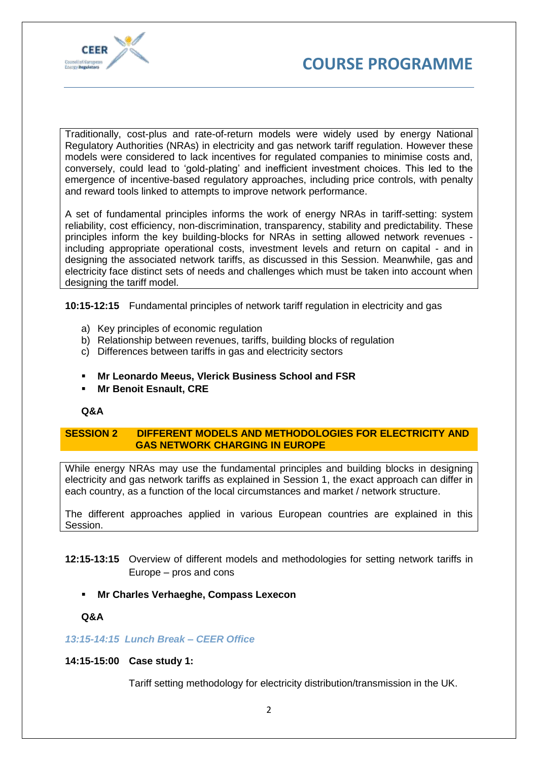Traditionally, cost-plus and rate-of-return models were widely used by energy National Regulatory Authorities (NRAs) in electricity and gas network tariff regulation. However these models were considered to lack incentives for regulated companies to minimise costs and, conversely, could lead to 'gold-plating' and inefficient investment choices. This led to the emergence of incentive-based regulatory approaches, including price controls, with penalty and reward tools linked to attempts to improve network performance.

A set of fundamental principles informs the work of energy NRAs in tariff-setting: system reliability, cost efficiency, non-discrimination, transparency, stability and predictability. These principles inform the key building-blocks for NRAs in setting allowed network revenues - including appropriate operational costs, investment levels and return on capital - and in designing the associated network tariffs, as discussed in this Session. Meanwhile, gas and electricity face distinct sets of needs and challenges which must be taken into account when designing the tariff model.

**10:15-12:15** Fundamental principles of network tariff regulation in electricity and gas

a) Key principles of economic regulation
b) Relationship between revenues, tariffs, building blocks of regulation
c) Differences between tariffs in gas and electricity sectors

- **Mr Leonardo Meeus, Vlerick Business School and FSR**
- **Mr Benoit Esnault, CRE**

**Q&A**

## SESSION 2 DIFFERENT MODELS AND METHODOLOGIES FOR ELECTRICITY AND GAS NETWORK CHARGING IN EUROPE

While energy NRAs may use the fundamental principles and building blocks in designing electricity and gas network tariffs as explained in Session 1, the exact approach can differ in each country, as a function of the local circumstances and market / network structure.

The different approaches applied in various European countries are explained in this Session.

**12:15-13:15** Overview of different models and methodologies for setting network tariffs in Europe – pros and cons

- **Mr Charles Verhaeghe, Compass Lexecon**

**Q&A**

***13:15-14:15 Lunch Break – CEER Office***

**14:15-15:00 Case study 1:**

Tariff setting methodology for electricity distribution/transmission in the UK.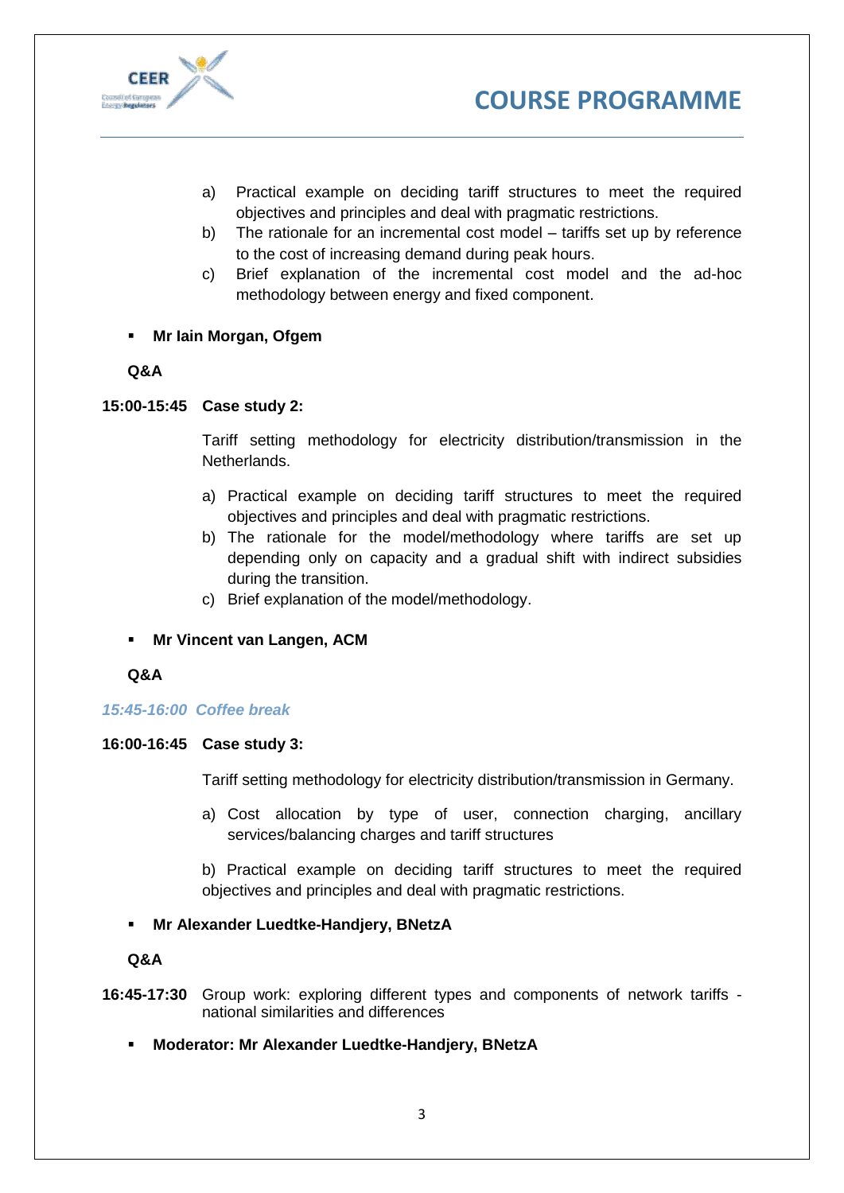a) Practical example on deciding tariff structures to meet the required objectives and principles and deal with pragmatic restrictions.
b) The rationale for an incremental cost model – tariffs set up by reference to the cost of increasing demand during peak hours.
c) Brief explanation of the incremental cost model and the ad-hoc methodology between energy and fixed component.

- **Mr Iain Morgan, Ofgem**

**Q&A**

**15:00-15:45 Case study 2:**

Tariff setting methodology for electricity distribution/transmission in the Netherlands.

a) Practical example on deciding tariff structures to meet the required objectives and principles and deal with pragmatic restrictions.
b) The rationale for the model/methodology where tariffs are set up depending only on capacity and a gradual shift with indirect subsidies during the transition.
c) Brief explanation of the model/methodology.

- **Mr Vincent van Langen, ACM**

**Q&A**

***15:45-16:00 Coffee break***

**16:00-16:45 Case study 3:**

Tariff setting methodology for electricity distribution/transmission in Germany.

a) Cost allocation by type of user, connection charging, ancillary services/balancing charges and tariff structures

b) Practical example on deciding tariff structures to meet the required objectives and principles and deal with pragmatic restrictions.

- **Mr Alexander Luedtke-Handjery, BNetzA**

**Q&A**

**16:45-17:30** Group work: exploring different types and components of network tariffs - national similarities and differences

- **Moderator: Mr Alexander Luedtke-Handjery, BNetzA**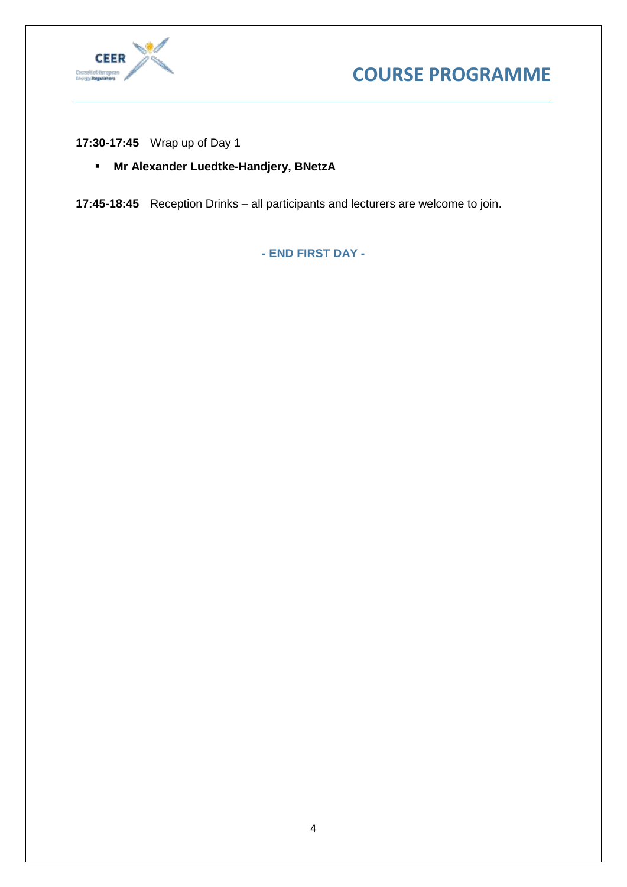**17:30-17:45** Wrap up of Day 1

- **Mr Alexander Luedtke-Handjery, BNetzA**

**17:45-18:45** Reception Drinks – all participants and lecturers are welcome to join.

**- END FIRST DAY -**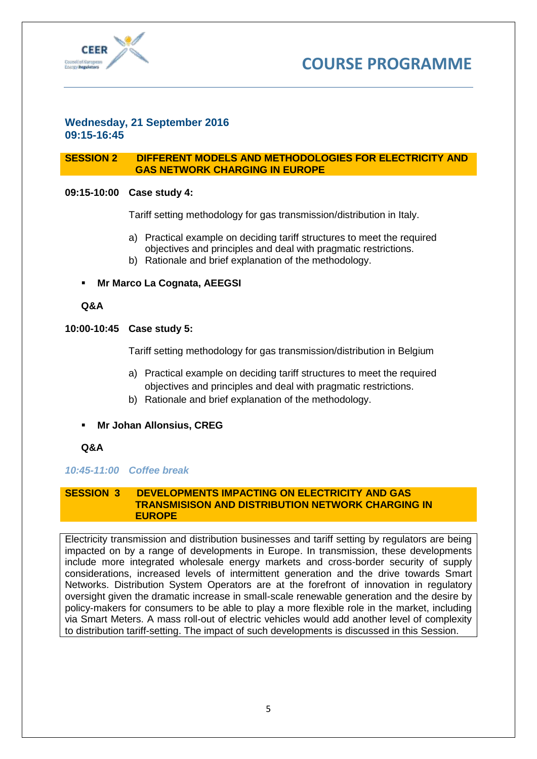# COURSE PROGRAMME

## Wednesday, 21 September 2016
## 09:15-16:45

### SESSION 2 DIFFERENT MODELS AND METHODOLOGIES FOR ELECTRICITY AND GAS NETWORK CHARGING IN EUROPE

**09:15-10:00 Case study 4:**

Tariff setting methodology for gas transmission/distribution in Italy.

a) Practical example on deciding tariff structures to meet the required objectives and principles and deal with pragmatic restrictions.
b) Rationale and brief explanation of the methodology.

- **Mr Marco La Cognata, AEEGSI**

**Q&A**

**10:00-10:45 Case study 5:**

Tariff setting methodology for gas transmission/distribution in Belgium

a) Practical example on deciding tariff structures to meet the required objectives and principles and deal with pragmatic restrictions.
b) Rationale and brief explanation of the methodology.

- **Mr Johan Allonsius, CREG**

**Q&A**

***10:45-11:00 Coffee break***

### SESSION 3 DEVELOPMENTS IMPACTING ON ELECTRICITY AND GAS TRANSMISISON AND DISTRIBUTION NETWORK CHARGING IN EUROPE

Electricity transmission and distribution businesses and tariff setting by regulators are being impacted on by a range of developments in Europe. In transmission, these developments include more integrated wholesale energy markets and cross-border security of supply considerations, increased levels of intermittent generation and the drive towards Smart Networks. Distribution System Operators are at the forefront of innovation in regulatory oversight given the dramatic increase in small-scale renewable generation and the desire by policy-makers for consumers to be able to play a more flexible role in the market, including via Smart Meters. A mass roll-out of electric vehicles would add another level of complexity to distribution tariff-setting. The impact of such developments is discussed in this Session.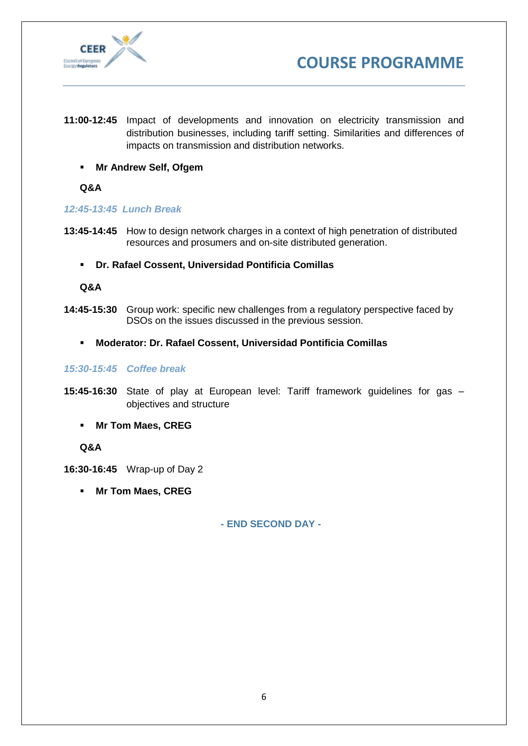# COURSE PROGRAMME

**11:00-12:45** Impact of developments and innovation on electricity transmission and distribution businesses, including tariff setting. Similarities and differences of impacts on transmission and distribution networks.

- **Mr Andrew Self, Ofgem**

**Q&A**

***12:45-13:45 Lunch Break***

**13:45-14:45** How to design network charges in a context of high penetration of distributed resources and prosumers and on-site distributed generation.

- **Dr. Rafael Cossent, Universidad Pontificia Comillas**

**Q&A**

**14:45-15:30** Group work: specific new challenges from a regulatory perspective faced by DSOs on the issues discussed in the previous session.

- **Moderator: Dr. Rafael Cossent, Universidad Pontificia Comillas**

***15:30-15:45 Coffee break***

**15:45-16:30** State of play at European level: Tariff framework guidelines for gas – objectives and structure

- **Mr Tom Maes, CREG**

**Q&A**

**16:30-16:45** Wrap-up of Day 2

- **Mr Tom Maes, CREG**

**- END SECOND DAY -**